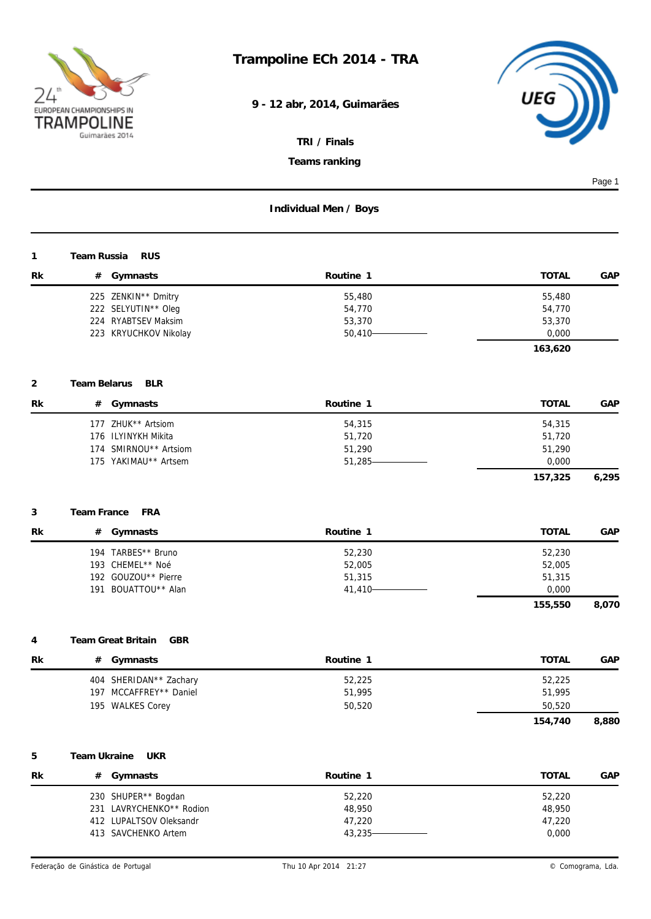# Trampoline ECh 2014 - TRA

**9 - 12 abr, 2014, Guimarães**

**TRI / Finals**

**Teams ranking**

## Individual Men / Boys

**1 Team Russia RUS**

| Rk | # | Gymnasts | Routine 1 | TOTAL | GAP |
|---|---|---|---|---|---|
| | 225 | ZENKIN** Dmitry | 55,480 | 55,480 | |
| | 222 | SELYUTIN** Oleg | 54,770 | 54,770 | |
| | 224 | RYABTSEV Maksim | 53,370 | 53,370 | |
| | 223 | KRYUCHKOV Nikolay | 50,410 | 0,000 | |
| | | | | **163,620** | |

**2 Team Belarus BLR**

| Rk | # | Gymnasts | Routine 1 | TOTAL | GAP |
|---|---|---|---|---|---|
| | 177 | ZHUK** Artsiom | 54,315 | 54,315 | |
| | 176 | ILYINYKH Mikita | 51,720 | 51,720 | |
| | 174 | SMIRNOU** Artsiom | 51,290 | 51,290 | |
| | 175 | YAKIMAU** Artsem | 51,285 | 0,000 | |
| | | | | **157,325** | **6,295** |

**3 Team France FRA**

| Rk | # | Gymnasts | Routine 1 | TOTAL | GAP |
|---|---|---|---|---|---|
| | 194 | TARBES** Bruno | 52,230 | 52,230 | |
| | 193 | CHEMEL** Noé | 52,005 | 52,005 | |
| | 192 | GOUZOU** Pierre | 51,315 | 51,315 | |
| | 191 | BOUATTOU** Alan | 41,410 | 0,000 | |
| | | | | **155,550** | **8,070** |

**4 Team Great Britain GBR**

| Rk | # | Gymnasts | Routine 1 | TOTAL | GAP |
|---|---|---|---|---|---|
| | 404 | SHERIDAN** Zachary | 52,225 | 52,225 | |
| | 197 | MCCAFFREY** Daniel | 51,995 | 51,995 | |
| | 195 | WALKES Corey | 50,520 | 50,520 | |
| | | | | **154,740** | **8,880** |

**5 Team Ukraine UKR**

| Rk | # | Gymnasts | Routine 1 | TOTAL | GAP |
|---|---|---|---|---|---|
| | 230 | SHUPER** Bogdan | 52,220 | 52,220 | |
| | 231 | LAVRYCHENKO** Rodion | 48,950 | 48,950 | |
| | 412 | LUPALTSOV Oleksandr | 47,220 | 47,220 | |
| | 413 | SAVCHENKO Artem | 43,235 | 0,000 | |

Federação de Ginástica de Portugal — Thu 10 Apr 2014 21:27 — © Comograma, Lda.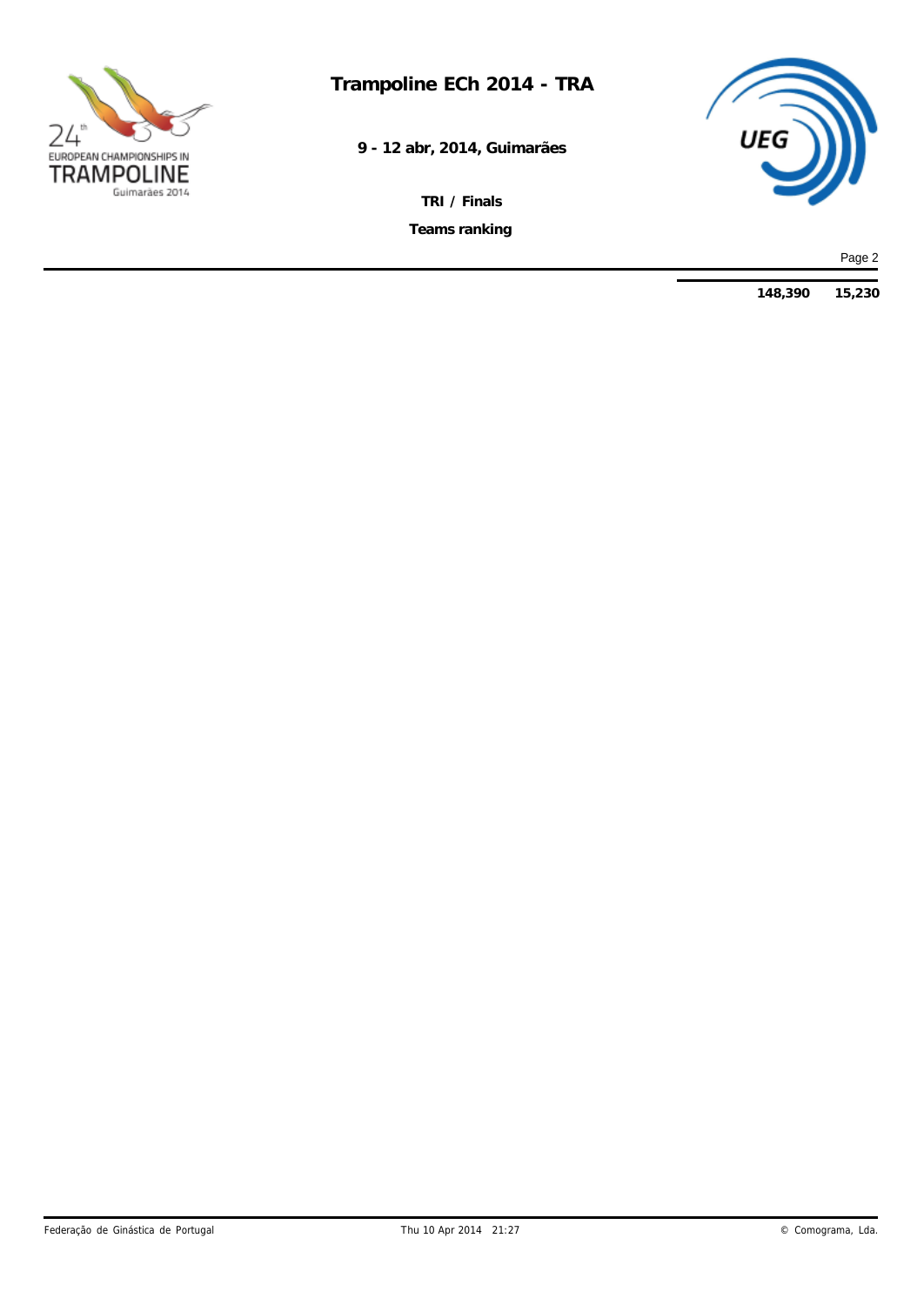# Trampoline ECh 2014 - TRA

**9 - 12 abr, 2014, Guimarães**

**TRI / Finals**

**Teams ranking**

| | |
|---|---|
| **148,390** | **15,230** |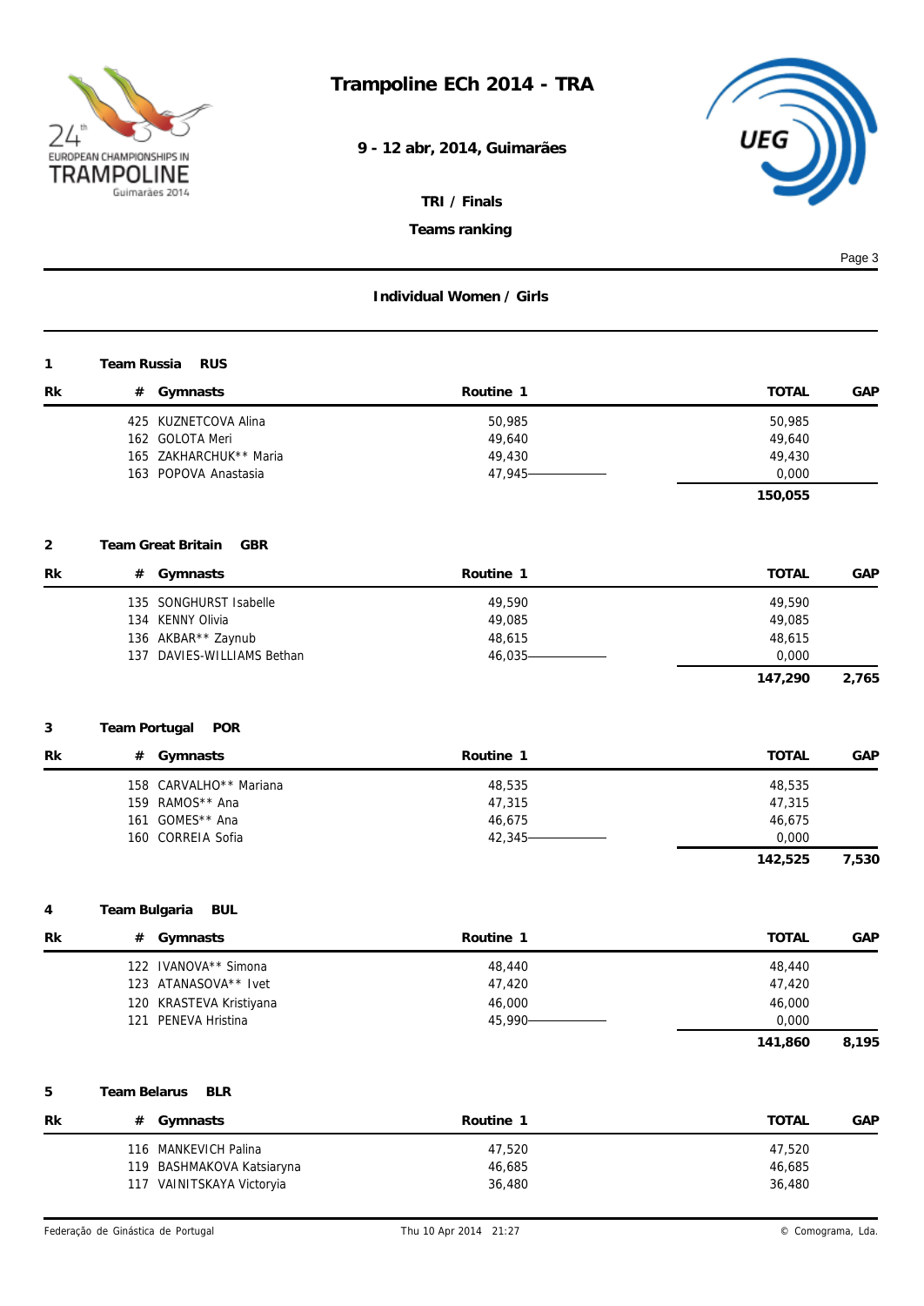# Trampoline ECh 2014 - TRA

**9 - 12 abr, 2014, Guimarães**

**TRI / Finals**

**Teams ranking**

## Individual Women / Girls

### 1 Team Russia RUS

| Rk | # | Gymnasts | Routine 1 | TOTAL | GAP |
|---|---|---|---|---|---|
| | 425 | KUZNETCOVA Alina | 50,985 | 50,985 | |
| | 162 | GOLOTA Meri | 49,640 | 49,640 | |
| | 165 | ZAKHARCHUK** Maria | 49,430 | 49,430 | |
| | 163 | POPOVA Anastasia | 47,945 | 0,000 | |
| | | | | **150,055** | |

### 2 Team Great Britain GBR

| Rk | # | Gymnasts | Routine 1 | TOTAL | GAP |
|---|---|---|---|---|---|
| | 135 | SONGHURST Isabelle | 49,590 | 49,590 | |
| | 134 | KENNY Olivia | 49,085 | 49,085 | |
| | 136 | AKBAR** Zaynub | 48,615 | 48,615 | |
| | 137 | DAVIES-WILLIAMS Bethan | 46,035 | 0,000 | |
| | | | | **147,290** | **2,765** |

### 3 Team Portugal POR

| Rk | # | Gymnasts | Routine 1 | TOTAL | GAP |
|---|---|---|---|---|---|
| | 158 | CARVALHO** Mariana | 48,535 | 48,535 | |
| | 159 | RAMOS** Ana | 47,315 | 47,315 | |
| | 161 | GOMES** Ana | 46,675 | 46,675 | |
| | 160 | CORREIA Sofia | 42,345 | 0,000 | |
| | | | | **142,525** | **7,530** |

### 4 Team Bulgaria BUL

| Rk | # | Gymnasts | Routine 1 | TOTAL | GAP |
|---|---|---|---|---|---|
| | 122 | IVANOVA** Simona | 48,440 | 48,440 | |
| | 123 | ATANASOVA** Ivet | 47,420 | 47,420 | |
| | 120 | KRASTEVA Kristiyana | 46,000 | 46,000 | |
| | 121 | PENEVA Hristina | 45,990 | 0,000 | |
| | | | | **141,860** | **8,195** |

### 5 Team Belarus BLR

| Rk | # | Gymnasts | Routine 1 | TOTAL | GAP |
|---|---|---|---|---|---|
| | 116 | MANKEVICH Palina | 47,520 | 47,520 | |
| | 119 | BASHMAKOVA Katsiaryna | 46,685 | 46,685 | |
| | 117 | VAINITSKAYA Victoryia | 36,480 | 36,480 | |

Federação de Ginástica de Portugal — Thu 10 Apr 2014 21:27 — © Comograma, Lda.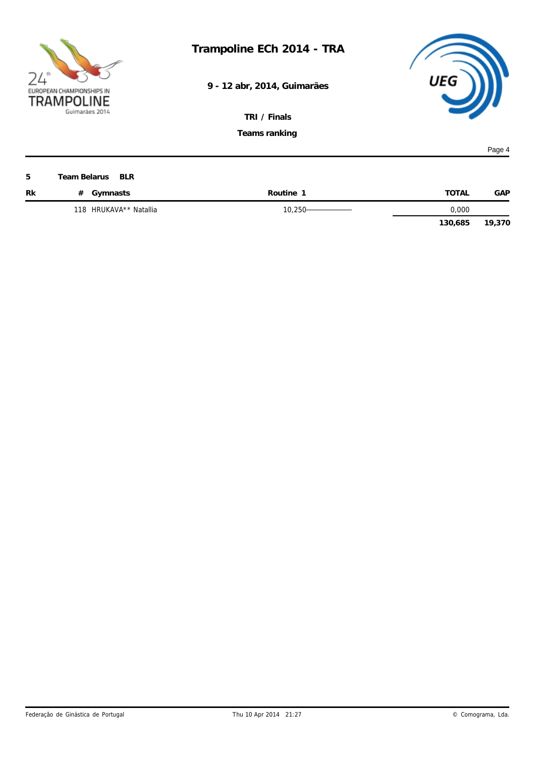# Trampoline ECh 2014 - TRA

**9 - 12 abr, 2014, Guimarães**

**TRI / Finals**

**Teams ranking**

**5 Team Belarus BLR**

| Rk | # | Gymnasts | Routine 1 | TOTAL | GAP |
|---|---|---|---|---|---|
| | 118 | HRUKAVA** Natallia | 10,250 | 0,000 | |
| | | | | **130,685** | **19,370** |

Federação de Ginástica de Portugal Thu 10 Apr 2014 21:27 © Comograma, Lda.